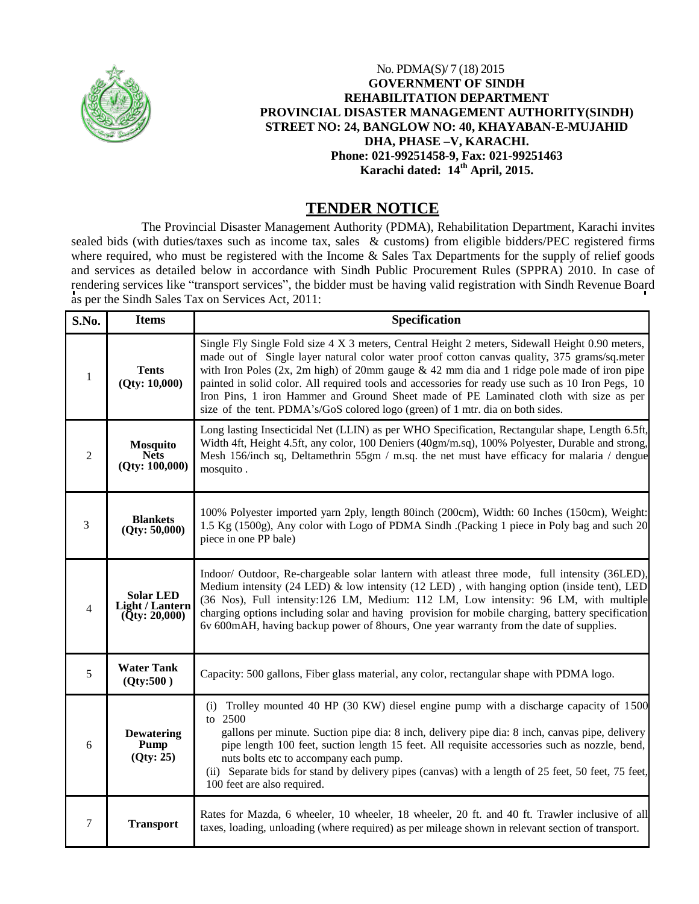No. PDMA(S)/ 7 (18) 2015

**GOVERNMENT OF SINDH**
**REHABILITATION DEPARTMENT**
**PROVINCIAL DISASTER MANAGEMENT AUTHORITY(SINDH)**
**STREET NO: 24, BANGLOW NO: 40, KHAYABAN-E-MUJAHID**
**DHA, PHASE –V, KARACHI.**
**Phone: 021-99251458-9, Fax: 021-99251463**
**Karachi dated: 14th April, 2015.**

# TENDER NOTICE

The Provincial Disaster Management Authority (PDMA), Rehabilitation Department, Karachi invites sealed bids (with duties/taxes such as income tax, sales & customs) from eligible bidders/PEC registered firms where required, who must be registered with the Income & Sales Tax Departments for the supply of relief goods and services as detailed below in accordance with Sindh Public Procurement Rules (SPPRA) 2010. In case of rendering services like "transport services", the bidder must be having valid registration with Sindh Revenue Board as per the Sindh Sales Tax on Services Act, 2011:

| S.No. | Items | Specification |
|---|---|---|
| 1 | **Tents (Qty: 10,000)** | Single Fly Single Fold size 4 X 3 meters, Central Height 2 meters, Sidewall Height 0.90 meters, made out of Single layer natural color water proof cotton canvas quality, 375 grams/sq.meter with Iron Poles (2x, 2m high) of 20mm gauge & 42 mm dia and 1 ridge pole made of iron pipe painted in solid color. All required tools and accessories for ready use such as 10 Iron Pegs, 10 Iron Pins, 1 iron Hammer and Ground Sheet made of PE Laminated cloth with size as per size of the tent. PDMA's/GoS colored logo (green) of 1 mtr. dia on both sides. |
| 2 | **Mosquito Nets (Qty: 100,000)** | Long lasting Insecticidal Net (LLIN) as per WHO Specification, Rectangular shape, Length 6.5ft, Width 4ft, Height 4.5ft, any color, 100 Deniers (40gm/m.sq), 100% Polyester, Durable and strong, Mesh 156/inch sq, Deltamethrin 55gm / m.sq. the net must have efficacy for malaria / dengue mosquito . |
| 3 | **Blankets (Qty: 50,000)** | 100% Polyester imported yarn 2ply, length 80inch (200cm), Width: 60 Inches (150cm), Weight: 1.5 Kg (1500g), Any color with Logo of PDMA Sindh .(Packing 1 piece in Poly bag and such 20 piece in one PP bale) |
| 4 | **Solar LED Light / Lantern (Qty: 20,000)** | Indoor/ Outdoor, Re-chargeable solar lantern with atleast three mode, full intensity (36LED), Medium intensity (24 LED) & low intensity (12 LED) , with hanging option (inside tent), LED (36 Nos), Full intensity:126 LM, Medium: 112 LM, Low intensity: 96 LM, with multiple charging options including solar and having provision for mobile charging, battery specification 6v 600mAH, having backup power of 8hours, One year warranty from the date of supplies. |
| 5 | **Water Tank (Qty:500 )** | Capacity: 500 gallons, Fiber glass material, any color, rectangular shape with PDMA logo. |
| 6 | **Dewatering Pump (Qty: 25)** | (i) Trolley mounted 40 HP (30 KW) diesel engine pump with a discharge capacity of 1500 to 2500 gallons per minute. Suction pipe dia: 8 inch, delivery pipe dia: 8 inch, canvas pipe, delivery pipe length 100 feet, suction length 15 feet. All requisite accessories such as nozzle, bend, nuts bolts etc to accompany each pump. (ii) Separate bids for stand by delivery pipes (canvas) with a length of 25 feet, 50 feet, 75 feet, 100 feet are also required. |
| 7 | **Transport** | Rates for Mazda, 6 wheeler, 10 wheeler, 18 wheeler, 20 ft. and 40 ft. Trawler inclusive of all taxes, loading, unloading (where required) as per mileage shown in relevant section of transport. |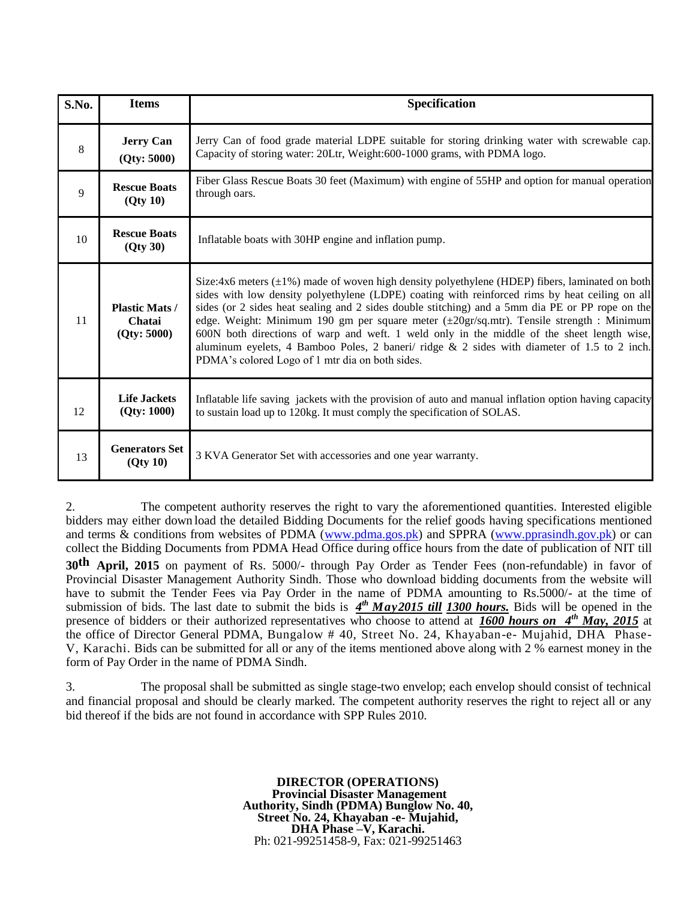| S.No. | Items | Specification |
|---|---|---|
| 8 | **Jerry Can (Qty: 5000)** | Jerry Can of food grade material LDPE suitable for storing drinking water with screwable cap. Capacity of storing water: 20Ltr, Weight:600-1000 grams, with PDMA logo. |
| 9 | **Rescue Boats (Qty 10)** | Fiber Glass Rescue Boats 30 feet (Maximum) with engine of 55HP and option for manual operation through oars. |
| 10 | **Rescue Boats (Qty 30)** | Inflatable boats with 30HP engine and inflation pump. |
| 11 | **Plastic Mats / Chatai (Qty: 5000)** | Size:4x6 meters (±1%) made of woven high density polyethylene (HDEP) fibers, laminated on both sides with low density polyethylene (LDPE) coating with reinforced rims by heat ceiling on all sides (or 2 sides heat sealing and 2 sides double stitching) and a 5mm dia PE or PP rope on the edge. Weight: Minimum 190 gm per square meter (±20gr/sq.mtr). Tensile strength : Minimum 600N both directions of warp and weft. 1 weld only in the middle of the sheet length wise, aluminum eyelets, 4 Bamboo Poles, 2 baneri/ ridge & 2 sides with diameter of 1.5 to 2 inch. PDMA's colored Logo of 1 mtr dia on both sides. |
| 12 | **Life Jackets (Qty: 1000)** | Inflatable life saving jackets with the provision of auto and manual inflation option having capacity to sustain load up to 120kg. It must comply the specification of SOLAS. |
| 13 | **Generators Set (Qty 10)** | 3 KVA Generator Set with accessories and one year warranty. |

2. The competent authority reserves the right to vary the aforementioned quantities. Interested eligible bidders may either down load the detailed Bidding Documents for the relief goods having specifications mentioned and terms & conditions from websites of PDMA (www.pdma.gos.pk) and SPPRA (www.pprasindh.gov.pk) or can collect the Bidding Documents from PDMA Head Office during office hours from the date of publication of NIT till **30th April, 2015** on payment of Rs. 5000/- through Pay Order as Tender Fees (non-refundable) in favor of Provincial Disaster Management Authority Sindh. Those who download bidding documents from the website will have to submit the Tender Fees via Pay Order in the name of PDMA amounting to Rs.5000/- at the time of submission of bids. The last date to submit the bids is ***4th May2015 till*** ***1300 hours.*** Bids will be opened in the presence of bidders or their authorized representatives who choose to attend at ***1600 hours on 4th May, 2015*** at the office of Director General PDMA, Bungalow # 40, Street No. 24, Khayaban-e- Mujahid, DHA Phase-V, Karachi. Bids can be submitted for all or any of the items mentioned above along with 2 % earnest money in the form of Pay Order in the name of PDMA Sindh.

3. The proposal shall be submitted as single stage-two envelop; each envelop should consist of technical and financial proposal and should be clearly marked. The competent authority reserves the right to reject all or any bid thereof if the bids are not found in accordance with SPP Rules 2010.

**DIRECTOR (OPERATIONS)**
**Provincial Disaster Management Authority, Sindh (PDMA) Bunglow No. 40, Street No. 24, Khayaban -e- Mujahid, DHA Phase –V, Karachi.**
Ph: 021-99251458-9, Fax: 021-99251463